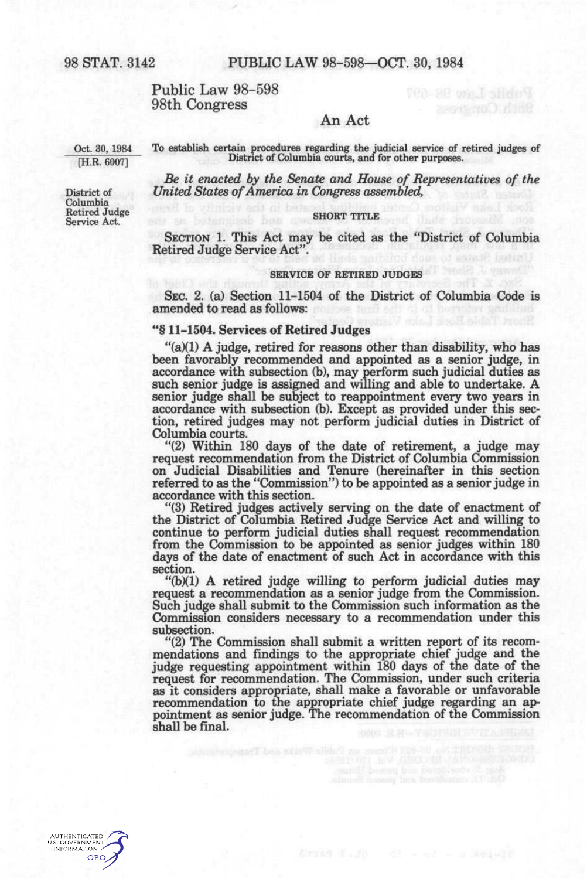Public Law 98-598
98th Congress

# An Act

Oct. 30, 1984
[H.R. 6007]

To establish certain procedures regarding the judicial service of retired judges of District of Columbia courts, and for other purposes.

*Be it enacted by the Senate and House of Representatives of the United States of America in Congress assembled,*

District of Columbia Retired Judge Service Act.

## SHORT TITLE

SECTION 1. This Act may be cited as the "District of Columbia Retired Judge Service Act".

## SERVICE OF RETIRED JUDGES

SEC. 2. (a) Section 11-1504 of the District of Columbia Code is amended to read as follows:

**"§ 11-1504. Services of Retired Judges**

"(a)(1) A judge, retired for reasons other than disability, who has been favorably recommended and appointed as a senior judge, in accordance with subsection (b), may perform such judicial duties as such senior judge is assigned and willing and able to undertake. A senior judge shall be subject to reappointment every two years in accordance with subsection (b). Except as provided under this section, retired judges may not perform judicial duties in District of Columbia courts.

"(2) Within 180 days of the date of retirement, a judge may request recommendation from the District of Columbia Commission on Judicial Disabilities and Tenure (hereinafter in this section referred to as the "Commission") to be appointed as a senior judge in accordance with this section.

"(3) Retired judges actively serving on the date of enactment of the District of Columbia Retired Judge Service Act and willing to continue to perform judicial duties shall request recommendation from the Commission to be appointed as senior judges within 180 days of the date of enactment of such Act in accordance with this section.

"(b)(1) A retired judge willing to perform judicial duties may request a recommendation as a senior judge from the Commission. Such judge shall submit to the Commission such information as the Commission considers necessary to a recommendation under this subsection.

"(2) The Commission shall submit a written report of its recommendations and findings to the appropriate chief judge and the judge requesting appointment within 180 days of the date of the request for recommendation. The Commission, under such criteria as it considers appropriate, shall make a favorable or unfavorable recommendation to the appropriate chief judge regarding an appointment as senior judge. The recommendation of the Commission shall be final.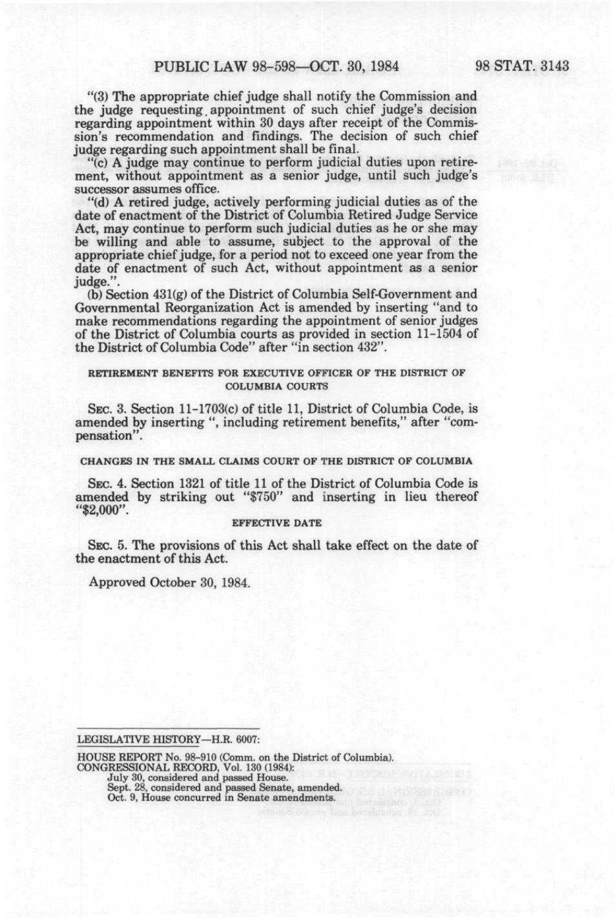"(3) The appropriate chief judge shall notify the Commission and the judge requesting appointment of such chief judge's decision regarding appointment within 30 days after receipt of the Commission's recommendation and findings. The decision of such chief judge regarding such appointment shall be final.

"(c) A judge may continue to perform judicial duties upon retirement, without appointment as a senior judge, until such judge's successor assumes office.

"(d) A retired judge, actively performing judicial duties as of the date of enactment of the District of Columbia Retired Judge Service Act, may continue to perform such judicial duties as he or she may be willing and able to assume, subject to the approval of the appropriate chief judge, for a period not to exceed one year from the date of enactment of such Act, without appointment as a senior judge.".

(b) Section 431(g) of the District of Columbia Self-Government and Governmental Reorganization Act is amended by inserting "and to make recommendations regarding the appointment of senior judges of the District of Columbia courts as provided in section 11-1504 of the District of Columbia Code" after "in section 432".

RETIREMENT BENEFITS FOR EXECUTIVE OFFICER OF THE DISTRICT OF COLUMBIA COURTS

SEC. 3. Section 11-1703(c) of title 11, District of Columbia Code, is amended by inserting ", including retirement benefits," after "compensation".

CHANGES IN THE SMALL CLAIMS COURT OF THE DISTRICT OF COLUMBIA

SEC. 4. Section 1321 of title 11 of the District of Columbia Code is amended by striking out "$750" and inserting in lieu thereof "$2,000".

EFFECTIVE DATE

SEC. 5. The provisions of this Act shall take effect on the date of the enactment of this Act.

Approved October 30, 1984.

---

LEGISLATIVE HISTORY—H.R. 6007:

HOUSE REPORT No. 98-910 (Comm. on the District of Columbia).
CONGRESSIONAL RECORD, Vol. 130 (1984):
July 30, considered and passed House.
Sept. 28, considered and passed Senate, amended.
Oct. 9, House concurred in Senate amendments.